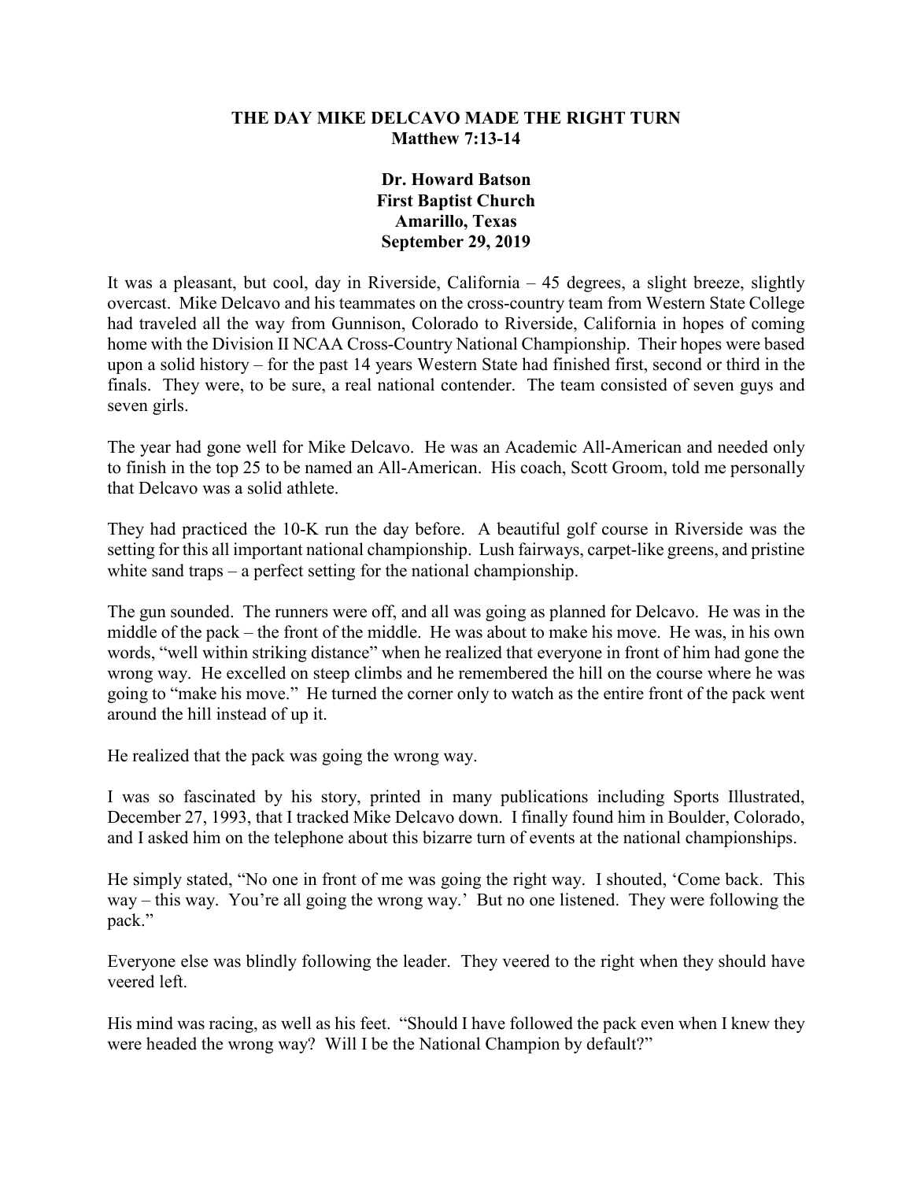# THE DAY MIKE DELCAVO MADE THE RIGHT TURN

**Matthew 7:13-14**

**Dr. Howard Batson**
**First Baptist Church**
**Amarillo, Texas**
**September 29, 2019**

It was a pleasant, but cool, day in Riverside, California – 45 degrees, a slight breeze, slightly overcast. Mike Delcavo and his teammates on the cross-country team from Western State College had traveled all the way from Gunnison, Colorado to Riverside, California in hopes of coming home with the Division II NCAA Cross-Country National Championship. Their hopes were based upon a solid history – for the past 14 years Western State had finished first, second or third in the finals. They were, to be sure, a real national contender. The team consisted of seven guys and seven girls.

The year had gone well for Mike Delcavo. He was an Academic All-American and needed only to finish in the top 25 to be named an All-American. His coach, Scott Groom, told me personally that Delcavo was a solid athlete.

They had practiced the 10-K run the day before. A beautiful golf course in Riverside was the setting for this all important national championship. Lush fairways, carpet-like greens, and pristine white sand traps – a perfect setting for the national championship.

The gun sounded. The runners were off, and all was going as planned for Delcavo. He was in the middle of the pack – the front of the middle. He was about to make his move. He was, in his own words, "well within striking distance" when he realized that everyone in front of him had gone the wrong way. He excelled on steep climbs and he remembered the hill on the course where he was going to "make his move." He turned the corner only to watch as the entire front of the pack went around the hill instead of up it.

He realized that the pack was going the wrong way.

I was so fascinated by his story, printed in many publications including Sports Illustrated, December 27, 1993, that I tracked Mike Delcavo down. I finally found him in Boulder, Colorado, and I asked him on the telephone about this bizarre turn of events at the national championships.

He simply stated, "No one in front of me was going the right way. I shouted, 'Come back. This way – this way. You're all going the wrong way.' But no one listened. They were following the pack."

Everyone else was blindly following the leader. They veered to the right when they should have veered left.

His mind was racing, as well as his feet. "Should I have followed the pack even when I knew they were headed the wrong way? Will I be the National Champion by default?"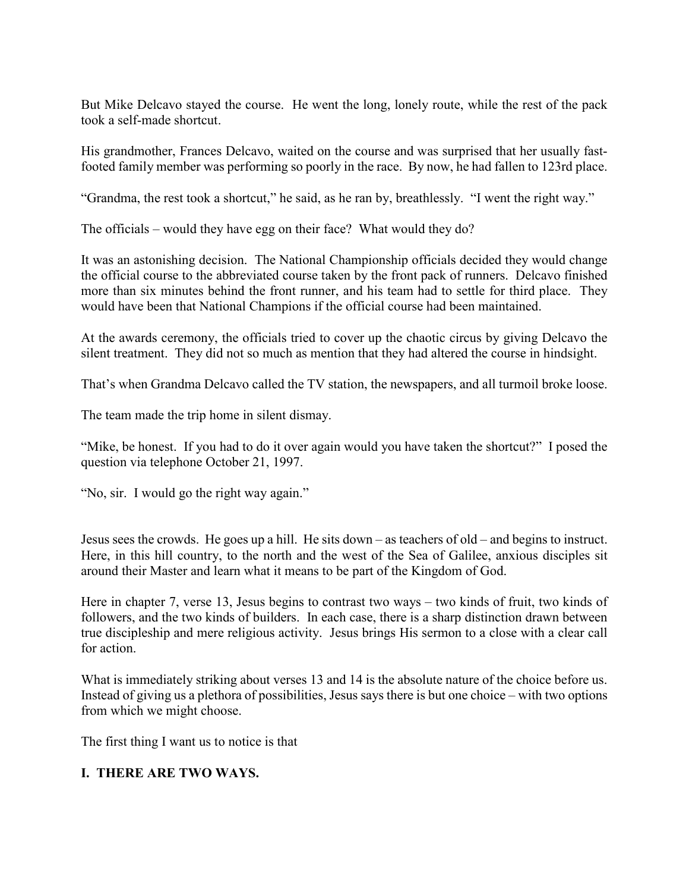But Mike Delcavo stayed the course. He went the long, lonely route, while the rest of the pack took a self-made shortcut.

His grandmother, Frances Delcavo, waited on the course and was surprised that her usually fast-footed family member was performing so poorly in the race. By now, he had fallen to 123rd place.

"Grandma, the rest took a shortcut," he said, as he ran by, breathlessly. "I went the right way."

The officials – would they have egg on their face? What would they do?

It was an astonishing decision. The National Championship officials decided they would change the official course to the abbreviated course taken by the front pack of runners. Delcavo finished more than six minutes behind the front runner, and his team had to settle for third place. They would have been that National Champions if the official course had been maintained.

At the awards ceremony, the officials tried to cover up the chaotic circus by giving Delcavo the silent treatment. They did not so much as mention that they had altered the course in hindsight.

That's when Grandma Delcavo called the TV station, the newspapers, and all turmoil broke loose.

The team made the trip home in silent dismay.

"Mike, be honest. If you had to do it over again would you have taken the shortcut?" I posed the question via telephone October 21, 1997.

"No, sir. I would go the right way again."

Jesus sees the crowds. He goes up a hill. He sits down – as teachers of old – and begins to instruct. Here, in this hill country, to the north and the west of the Sea of Galilee, anxious disciples sit around their Master and learn what it means to be part of the Kingdom of God.

Here in chapter 7, verse 13, Jesus begins to contrast two ways – two kinds of fruit, two kinds of followers, and the two kinds of builders. In each case, there is a sharp distinction drawn between true discipleship and mere religious activity. Jesus brings His sermon to a close with a clear call for action.

What is immediately striking about verses 13 and 14 is the absolute nature of the choice before us. Instead of giving us a plethora of possibilities, Jesus says there is but one choice – with two options from which we might choose.

The first thing I want us to notice is that

## I. THERE ARE TWO WAYS.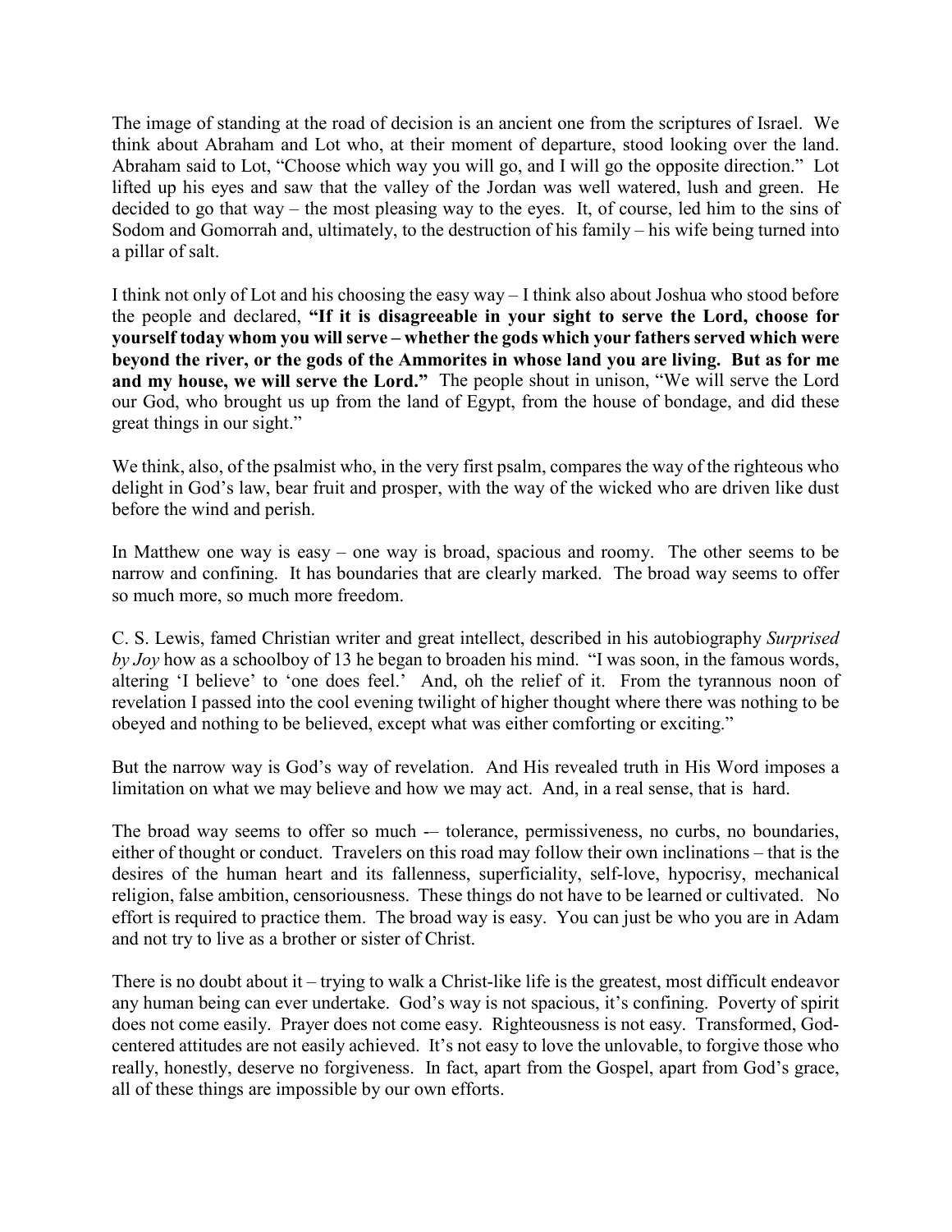The image of standing at the road of decision is an ancient one from the scriptures of Israel. We think about Abraham and Lot who, at their moment of departure, stood looking over the land. Abraham said to Lot, "Choose which way you will go, and I will go the opposite direction." Lot lifted up his eyes and saw that the valley of the Jordan was well watered, lush and green. He decided to go that way – the most pleasing way to the eyes. It, of course, led him to the sins of Sodom and Gomorrah and, ultimately, to the destruction of his family – his wife being turned into a pillar of salt.

I think not only of Lot and his choosing the easy way – I think also about Joshua who stood before the people and declared, **"If it is disagreeable in your sight to serve the Lord, choose for yourself today whom you will serve – whether the gods which your fathers served which were beyond the river, or the gods of the Ammorites in whose land you are living. But as for me and my house, we will serve the Lord."** The people shout in unison, "We will serve the Lord our God, who brought us up from the land of Egypt, from the house of bondage, and did these great things in our sight."

We think, also, of the psalmist who, in the very first psalm, compares the way of the righteous who delight in God's law, bear fruit and prosper, with the way of the wicked who are driven like dust before the wind and perish.

In Matthew one way is easy – one way is broad, spacious and roomy. The other seems to be narrow and confining. It has boundaries that are clearly marked. The broad way seems to offer so much more, so much more freedom.

C. S. Lewis, famed Christian writer and great intellect, described in his autobiography *Surprised by Joy* how as a schoolboy of 13 he began to broaden his mind. "I was soon, in the famous words, altering 'I believe' to 'one does feel.' And, oh the relief of it. From the tyrannous noon of revelation I passed into the cool evening twilight of higher thought where there was nothing to be obeyed and nothing to be believed, except what was either comforting or exciting."

But the narrow way is God's way of revelation. And His revealed truth in His Word imposes a limitation on what we may believe and how we may act. And, in a real sense, that is hard.

The broad way seems to offer so much -– tolerance, permissiveness, no curbs, no boundaries, either of thought or conduct. Travelers on this road may follow their own inclinations – that is the desires of the human heart and its fallenness, superficiality, self-love, hypocrisy, mechanical religion, false ambition, censoriousness. These things do not have to be learned or cultivated. No effort is required to practice them. The broad way is easy. You can just be who you are in Adam and not try to live as a brother or sister of Christ.

There is no doubt about it – trying to walk a Christ-like life is the greatest, most difficult endeavor any human being can ever undertake. God's way is not spacious, it's confining. Poverty of spirit does not come easily. Prayer does not come easy. Righteousness is not easy. Transformed, God-centered attitudes are not easily achieved. It's not easy to love the unlovable, to forgive those who really, honestly, deserve no forgiveness. In fact, apart from the Gospel, apart from God's grace, all of these things are impossible by our own efforts.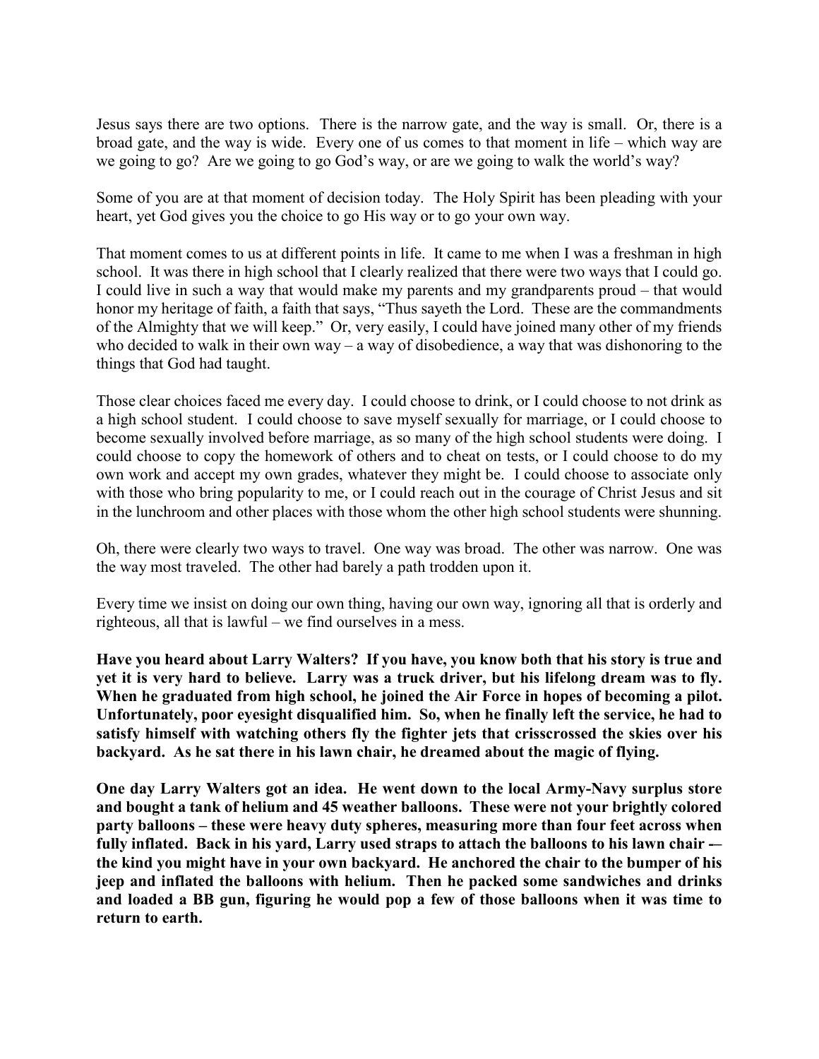Jesus says there are two options. There is the narrow gate, and the way is small. Or, there is a broad gate, and the way is wide. Every one of us comes to that moment in life – which way are we going to go? Are we going to go God's way, or are we going to walk the world's way?

Some of you are at that moment of decision today. The Holy Spirit has been pleading with your heart, yet God gives you the choice to go His way or to go your own way.

That moment comes to us at different points in life. It came to me when I was a freshman in high school. It was there in high school that I clearly realized that there were two ways that I could go. I could live in such a way that would make my parents and my grandparents proud – that would honor my heritage of faith, a faith that says, "Thus sayeth the Lord. These are the commandments of the Almighty that we will keep." Or, very easily, I could have joined many other of my friends who decided to walk in their own way – a way of disobedience, a way that was dishonoring to the things that God had taught.

Those clear choices faced me every day. I could choose to drink, or I could choose to not drink as a high school student. I could choose to save myself sexually for marriage, or I could choose to become sexually involved before marriage, as so many of the high school students were doing. I could choose to copy the homework of others and to cheat on tests, or I could choose to do my own work and accept my own grades, whatever they might be. I could choose to associate only with those who bring popularity to me, or I could reach out in the courage of Christ Jesus and sit in the lunchroom and other places with those whom the other high school students were shunning.

Oh, there were clearly two ways to travel. One way was broad. The other was narrow. One was the way most traveled. The other had barely a path trodden upon it.

Every time we insist on doing our own thing, having our own way, ignoring all that is orderly and righteous, all that is lawful – we find ourselves in a mess.

**Have you heard about Larry Walters? If you have, you know both that his story is true and yet it is very hard to believe. Larry was a truck driver, but his lifelong dream was to fly. When he graduated from high school, he joined the Air Force in hopes of becoming a pilot. Unfortunately, poor eyesight disqualified him. So, when he finally left the service, he had to satisfy himself with watching others fly the fighter jets that crisscrossed the skies over his backyard. As he sat there in his lawn chair, he dreamed about the magic of flying.**

**One day Larry Walters got an idea. He went down to the local Army-Navy surplus store and bought a tank of helium and 45 weather balloons. These were not your brightly colored party balloons – these were heavy duty spheres, measuring more than four feet across when fully inflated. Back in his yard, Larry used straps to attach the balloons to his lawn chair -– the kind you might have in your own backyard. He anchored the chair to the bumper of his jeep and inflated the balloons with helium. Then he packed some sandwiches and drinks and loaded a BB gun, figuring he would pop a few of those balloons when it was time to return to earth.**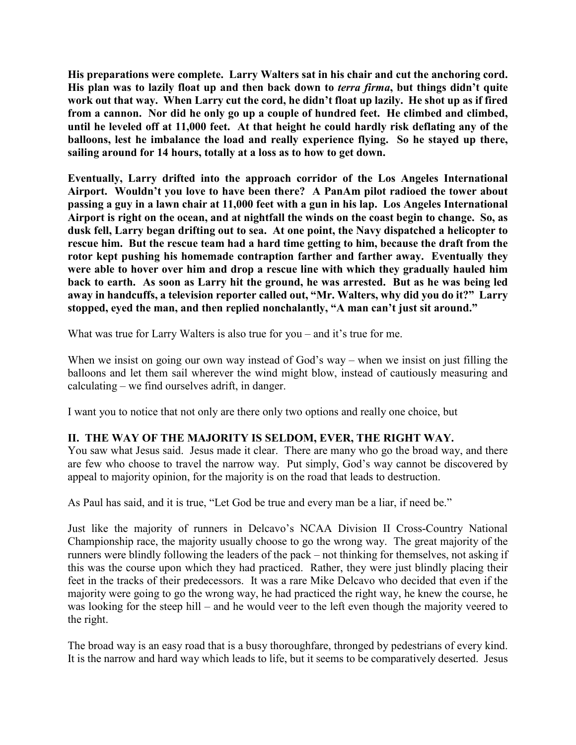**His preparations were complete. Larry Walters sat in his chair and cut the anchoring cord. His plan was to lazily float up and then back down to *terra firma*, but things didn't quite work out that way. When Larry cut the cord, he didn't float up lazily. He shot up as if fired from a cannon. Nor did he only go up a couple of hundred feet. He climbed and climbed, until he leveled off at 11,000 feet. At that height he could hardly risk deflating any of the balloons, lest he imbalance the load and really experience flying. So he stayed up there, sailing around for 14 hours, totally at a loss as to how to get down.**

**Eventually, Larry drifted into the approach corridor of the Los Angeles International Airport. Wouldn't you love to have been there? A PanAm pilot radioed the tower about passing a guy in a lawn chair at 11,000 feet with a gun in his lap. Los Angeles International Airport is right on the ocean, and at nightfall the winds on the coast begin to change. So, as dusk fell, Larry began drifting out to sea. At one point, the Navy dispatched a helicopter to rescue him. But the rescue team had a hard time getting to him, because the draft from the rotor kept pushing his homemade contraption farther and farther away. Eventually they were able to hover over him and drop a rescue line with which they gradually hauled him back to earth. As soon as Larry hit the ground, he was arrested. But as he was being led away in handcuffs, a television reporter called out, "Mr. Walters, why did you do it?" Larry stopped, eyed the man, and then replied nonchalantly, "A man can't just sit around."**

What was true for Larry Walters is also true for you – and it's true for me.

When we insist on going our own way instead of God's way – when we insist on just filling the balloons and let them sail wherever the wind might blow, instead of cautiously measuring and calculating – we find ourselves adrift, in danger.

I want you to notice that not only are there only two options and really one choice, but

**II. THE WAY OF THE MAJORITY IS SELDOM, EVER, THE RIGHT WAY.**

You saw what Jesus said. Jesus made it clear. There are many who go the broad way, and there are few who choose to travel the narrow way. Put simply, God's way cannot be discovered by appeal to majority opinion, for the majority is on the road that leads to destruction.

As Paul has said, and it is true, "Let God be true and every man be a liar, if need be."

Just like the majority of runners in Delcavo's NCAA Division II Cross-Country National Championship race, the majority usually choose to go the wrong way. The great majority of the runners were blindly following the leaders of the pack – not thinking for themselves, not asking if this was the course upon which they had practiced. Rather, they were just blindly placing their feet in the tracks of their predecessors. It was a rare Mike Delcavo who decided that even if the majority were going to go the wrong way, he had practiced the right way, he knew the course, he was looking for the steep hill – and he would veer to the left even though the majority veered to the right.

The broad way is an easy road that is a busy thoroughfare, thronged by pedestrians of every kind. It is the narrow and hard way which leads to life, but it seems to be comparatively deserted. Jesus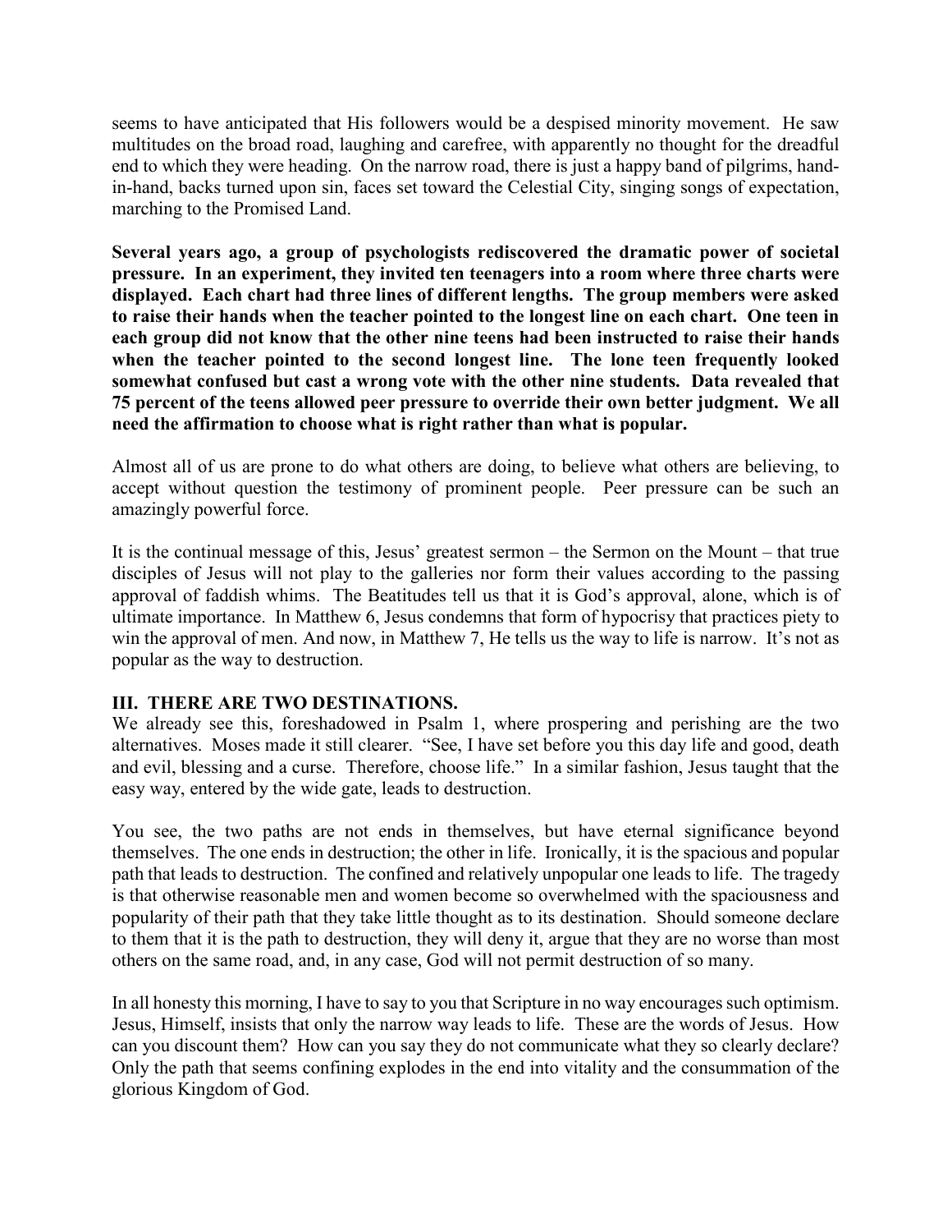seems to have anticipated that His followers would be a despised minority movement. He saw multitudes on the broad road, laughing and carefree, with apparently no thought for the dreadful end to which they were heading. On the narrow road, there is just a happy band of pilgrims, hand-in-hand, backs turned upon sin, faces set toward the Celestial City, singing songs of expectation, marching to the Promised Land.

**Several years ago, a group of psychologists rediscovered the dramatic power of societal pressure. In an experiment, they invited ten teenagers into a room where three charts were displayed. Each chart had three lines of different lengths. The group members were asked to raise their hands when the teacher pointed to the longest line on each chart. One teen in each group did not know that the other nine teens had been instructed to raise their hands when the teacher pointed to the second longest line. The lone teen frequently looked somewhat confused but cast a wrong vote with the other nine students. Data revealed that 75 percent of the teens allowed peer pressure to override their own better judgment. We all need the affirmation to choose what is right rather than what is popular.**

Almost all of us are prone to do what others are doing, to believe what others are believing, to accept without question the testimony of prominent people. Peer pressure can be such an amazingly powerful force.

It is the continual message of this, Jesus' greatest sermon – the Sermon on the Mount – that true disciples of Jesus will not play to the galleries nor form their values according to the passing approval of faddish whims. The Beatitudes tell us that it is God's approval, alone, which is of ultimate importance. In Matthew 6, Jesus condemns that form of hypocrisy that practices piety to win the approval of men. And now, in Matthew 7, He tells us the way to life is narrow. It's not as popular as the way to destruction.

**III. THERE ARE TWO DESTINATIONS.**

We already see this, foreshadowed in Psalm 1, where prospering and perishing are the two alternatives. Moses made it still clearer. "See, I have set before you this day life and good, death and evil, blessing and a curse. Therefore, choose life." In a similar fashion, Jesus taught that the easy way, entered by the wide gate, leads to destruction.

You see, the two paths are not ends in themselves, but have eternal significance beyond themselves. The one ends in destruction; the other in life. Ironically, it is the spacious and popular path that leads to destruction. The confined and relatively unpopular one leads to life. The tragedy is that otherwise reasonable men and women become so overwhelmed with the spaciousness and popularity of their path that they take little thought as to its destination. Should someone declare to them that it is the path to destruction, they will deny it, argue that they are no worse than most others on the same road, and, in any case, God will not permit destruction of so many.

In all honesty this morning, I have to say to you that Scripture in no way encourages such optimism. Jesus, Himself, insists that only the narrow way leads to life. These are the words of Jesus. How can you discount them? How can you say they do not communicate what they so clearly declare? Only the path that seems confining explodes in the end into vitality and the consummation of the glorious Kingdom of God.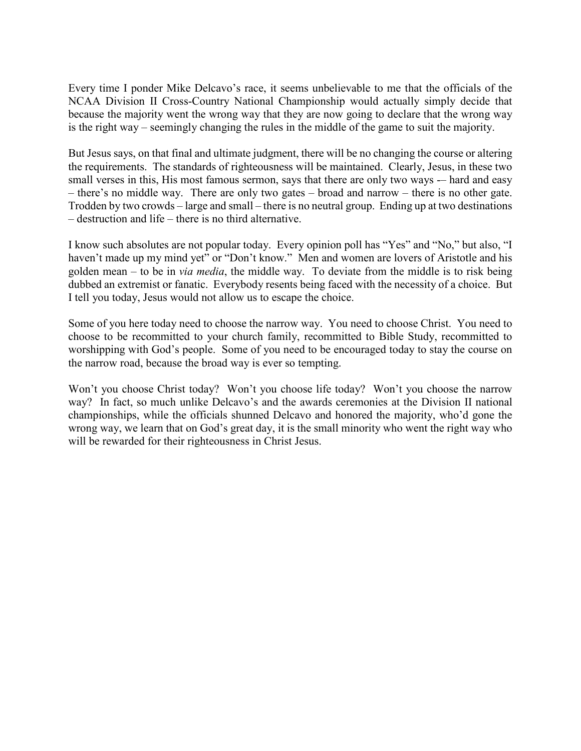Every time I ponder Mike Delcavo's race, it seems unbelievable to me that the officials of the NCAA Division II Cross-Country National Championship would actually simply decide that because the majority went the wrong way that they are now going to declare that the wrong way is the right way – seemingly changing the rules in the middle of the game to suit the majority.

But Jesus says, on that final and ultimate judgment, there will be no changing the course or altering the requirements. The standards of righteousness will be maintained. Clearly, Jesus, in these two small verses in this, His most famous sermon, says that there are only two ways -– hard and easy – there's no middle way. There are only two gates – broad and narrow – there is no other gate. Trodden by two crowds – large and small – there is no neutral group. Ending up at two destinations – destruction and life – there is no third alternative.

I know such absolutes are not popular today. Every opinion poll has "Yes" and "No," but also, "I haven't made up my mind yet" or "Don't know." Men and women are lovers of Aristotle and his golden mean – to be in *via media*, the middle way. To deviate from the middle is to risk being dubbed an extremist or fanatic. Everybody resents being faced with the necessity of a choice. But I tell you today, Jesus would not allow us to escape the choice.

Some of you here today need to choose the narrow way. You need to choose Christ. You need to choose to be recommitted to your church family, recommitted to Bible Study, recommitted to worshipping with God's people. Some of you need to be encouraged today to stay the course on the narrow road, because the broad way is ever so tempting.

Won't you choose Christ today? Won't you choose life today? Won't you choose the narrow way? In fact, so much unlike Delcavo's and the awards ceremonies at the Division II national championships, while the officials shunned Delcavo and honored the majority, who'd gone the wrong way, we learn that on God's great day, it is the small minority who went the right way who will be rewarded for their righteousness in Christ Jesus.